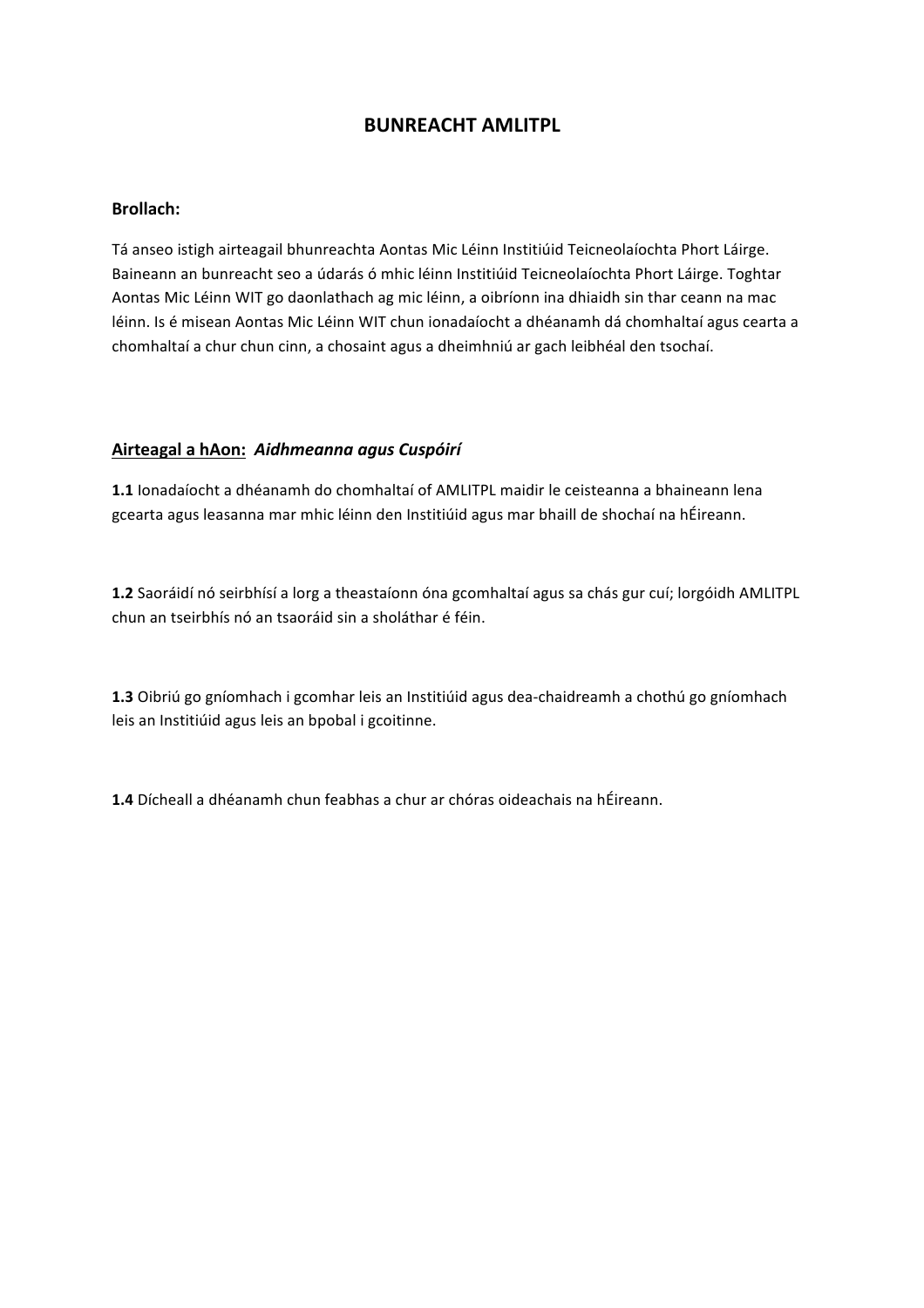# BUNREACHT AMLITPL

**Brollach:**

Tá anseo istigh airteagail bhunreachta Aontas Mic Léinn Institiúid Teicneolaíochta Phort Láirge. Baineann an bunreacht seo a údarás ó mhic léinn Institiúid Teicneolaíochta Phort Láirge. Toghtar Aontas Mic Léinn WIT go daonlathach ag mic léinn, a oibríonn ina dhiaidh sin thar ceann na mac léinn. Is é misean Aontas Mic Léinn WIT chun ionadaíocht a dhéanamh dá chomhaltaí agus cearta a chomhaltaí a chur chun cinn, a chosaint agus a dheimhniú ar gach leibhéal den tsochaí.

## Airteagal a hAon: *Aidhmeanna agus Cuspóirí*

**1.1** Ionadaíocht a dhéanamh do chomhaltaí of AMLITPL maidir le ceisteanna a bhaineann lena gcearta agus leasanna mar mhic léinn den Institiúid agus mar bhaill de shochaí na hÉireann.

**1.2** Saoráidí nó seirbhísí a lorg a theastaíonn óna gcomhaltaí agus sa chás gur cuí; lorgóidh AMLITPL chun an tseirbhís nó an tsaoráid sin a sholáthar é féin.

**1.3** Oibriú go gníomhach i gcomhar leis an Institiúid agus dea-chaidreamh a chothú go gníomhach leis an Institiúid agus leis an bpobal i gcoitinne.

**1.4** Dícheall a dhéanamh chun feabhas a chur ar chóras oideachais na hÉireann.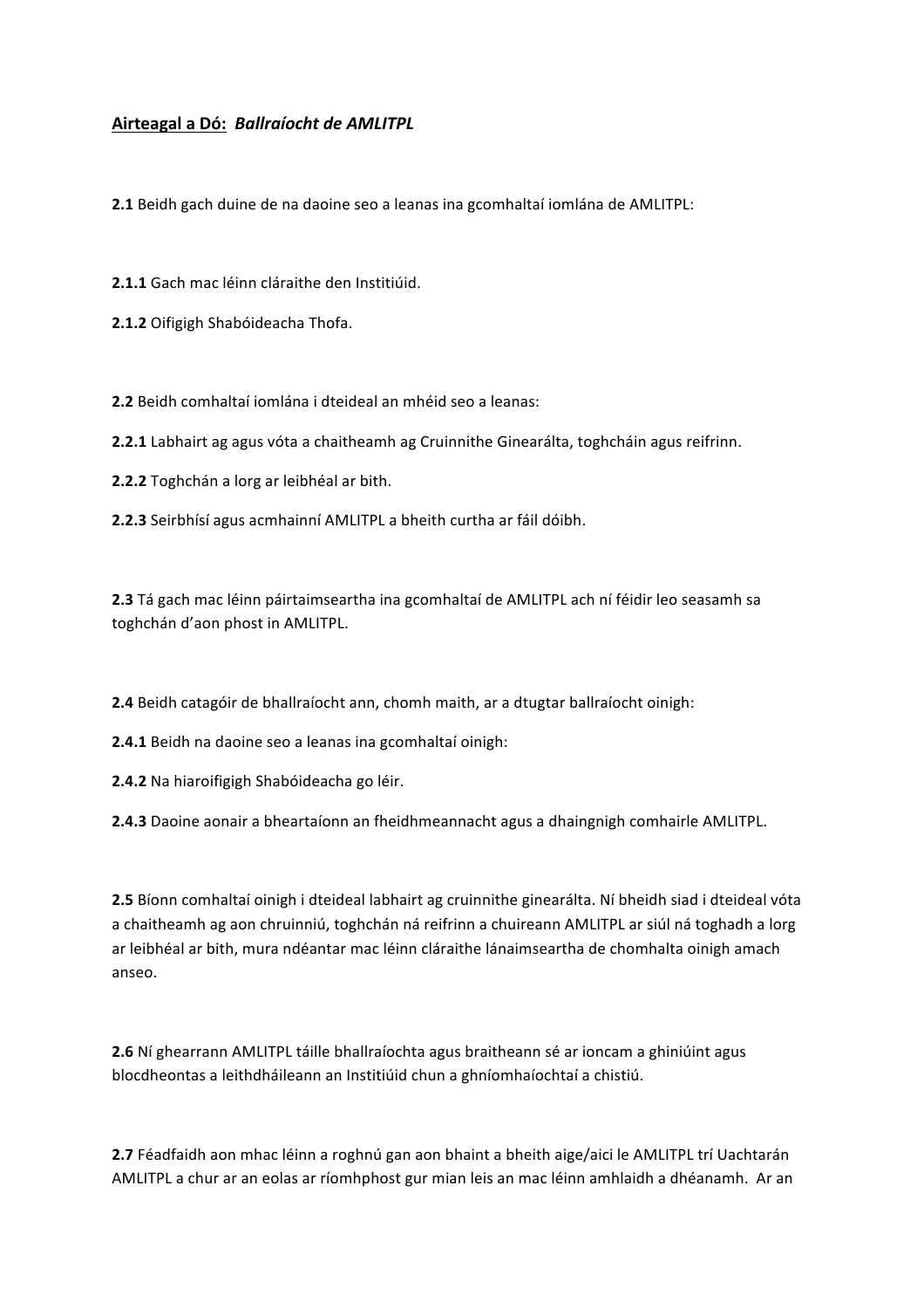**Airteagal a Dó:** ***Ballraíocht de AMLITPL***

**2.1** Beidh gach duine de na daoine seo a leanas ina gcomhaltaí iomlána de AMLITPL:

**2.1.1** Gach mac léinn cláraithe den Institiúid.

**2.1.2** Oifigigh Shabóideacha Thofa.

**2.2** Beidh comhaltaí iomlána i dteideal an mhéid seo a leanas:

**2.2.1** Labhairt ag agus vóta a chaitheamh ag Cruinnithe Ginearálta, toghcháin agus reifrinn.

**2.2.2** Toghchán a lorg ar leibhéal ar bith.

**2.2.3** Seirbhísí agus acmhainní AMLITPL a bheith curtha ar fáil dóibh.

**2.3** Tá gach mac léinn páirtaimseartha ina gcomhaltaí de AMLITPL ach ní féidir leo seasamh sa toghchán d'aon phost in AMLITPL.

**2.4** Beidh catagóir de bhallraíocht ann, chomh maith, ar a dtugtar ballraíocht oinigh:

**2.4.1** Beidh na daoine seo a leanas ina gcomhaltaí oinigh:

**2.4.2** Na hiaroifigigh Shabóideacha go léir.

**2.4.3** Daoine aonair a bheartaíonn an fheidhmeannacht agus a dhaingnigh comhairle AMLITPL.

**2.5** Bíonn comhaltaí oinigh i dteideal labhairt ag cruinnithe ginearálta. Ní bheidh siad i dteideal vóta a chaitheamh ag aon chruinniú, toghchán ná reifrinn a chuireann AMLITPL ar siúl ná toghadh a lorg ar leibhéal ar bith, mura ndéantar mac léinn cláraithe lánaimseartha de chomhalta oinigh amach anseo.

**2.6** Ní ghearrann AMLITPL táille bhallraíochta agus braitheann sé ar ioncam a ghiniúint agus blocdheontas a leithdháileann an Institiúid chun a ghníomhaíochtaí a chistiú.

**2.7** Féadfaidh aon mhac léinn a roghnú gan aon bhaint a bheith aige/aici le AMLITPL trí Uachtarán AMLITPL a chur ar an eolas ar ríomhphost gur mian leis an mac léinn amhlaidh a dhéanamh. Ar an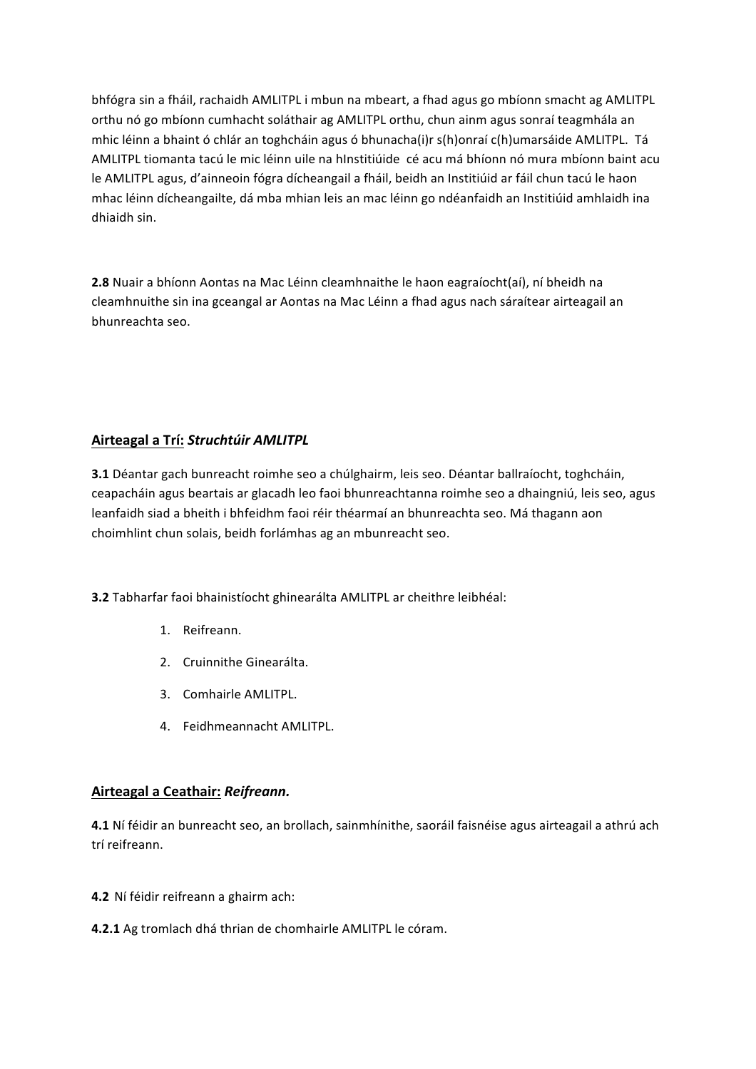bhfógra sin a fháil, rachaidh AMLITPL i mbun na mbeart, a fhad agus go mbíonn smacht ag AMLITPL orthu nó go mbíonn cumhacht soláthair ag AMLITPL orthu, chun ainm agus sonraí teagmhála an mhic léinn a bhaint ó chlár an toghcháin agus ó bhunacha(i)r s(h)onraí c(h)umarsáide AMLITPL. Tá AMLITPL tiomanta tacú le mic léinn uile na hInstitiúide cé acu má bhíonn nó mura mbíonn baint acu le AMLITPL agus, d'ainneoin fógra dícheangail a fháil, beidh an Institiúid ar fáil chun tacú le haon mhac léinn dícheangailte, dá mba mhian leis an mac léinn go ndéanfaidh an Institiúid amhlaidh ina dhiaidh sin.

**2.8** Nuair a bhíonn Aontas na Mac Léinn cleamhnaithe le haon eagraíocht(aí), ní bheidh na cleamhnuithe sin ina gceangal ar Aontas na Mac Léinn a fhad agus nach sáraítear airteagail an bhunreachta seo.

## <u>Airteagal a Trí:</u> *<u>Struchtúir AMLITPL</u>*

**3.1** Déantar gach bunreacht roimhe seo a chúlghairm, leis seo. Déantar ballraíocht, toghcháin, ceapacháin agus beartais ar glacadh leo faoi bhunreachtanna roimhe seo a dhaingniú, leis seo, agus leanfaidh siad a bheith i bhfeidhm faoi réir théarmaí an bhunreachta seo. Má thagann aon choimhlint chun solais, beidh forlámhas ag an mbunreacht seo.

**3.2** Tabharfar faoi bhainistíocht ghinearálta AMLITPL ar cheithre leibhéal:

1. Reifreann.
2. Cruinnithe Ginearálta.
3. Comhairle AMLITPL.
4. Feidhmeannacht AMLITPL.

## <u>Airteagal a Ceathair:</u> *<u>Reifreann.</u>*

**4.1** Ní féidir an bunreacht seo, an brollach, sainmhínithe, saoráil faisnéise agus airteagail a athrú ach trí reifreann.

**4.2** Ní féidir reifreann a ghairm ach:

**4.2.1** Ag tromlach dhá thrian de chomhairle AMLITPL le córam.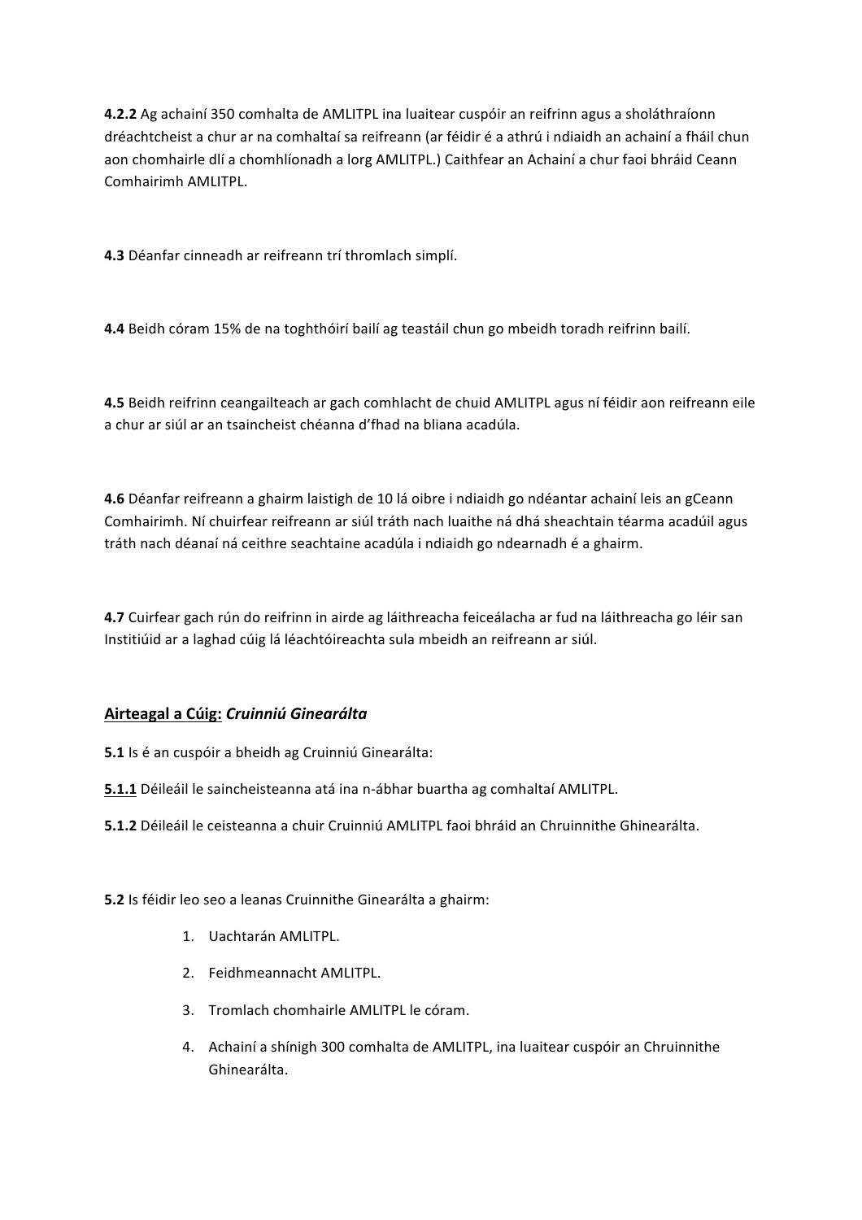**4.2.2** Ag achainí 350 comhalta de AMLITPL ina luaitear cuspóir an reifrinn agus a sholáthraíonn dréachtcheist a chur ar na comhaltaí sa reifreann (ar féidir é a athrú i ndiaidh an achainí a fháil chun aon chomhairle dlí a chomhlíonadh a lorg AMLITPL.) Caithfear an Achainí a chur faoi bhráid Ceann Comhairimh AMLITPL.

**4.3** Déanfar cinneadh ar reifreann trí thromlach simplí.

**4.4** Beidh córam 15% de na toghthóirí bailí ag teastáil chun go mbeidh toradh reifrinn bailí.

**4.5** Beidh reifrinn ceangailteach ar gach comhlacht de chuid AMLITPL agus ní féidir aon reifreann eile a chur ar siúl ar an tsaincheist chéanna d'fhad na bliana acadúla.

**4.6** Déanfar reifreann a ghairm laistigh de 10 lá oibre i ndiaidh go ndéantar achainí leis an gCeann Comhairimh. Ní chuirfear reifreann ar siúl tráth nach luaithe ná dhá sheachtain téarma acadúil agus tráth nach déanaí ná ceithre seachtaine acadúla i ndiaidh go ndearnadh é a ghairm.

**4.7** Cuirfear gach rún do reifrinn in airde ag láithreacha feiceálacha ar fud na láithreacha go léir san Institiúid ar a laghad cúig lá léachtóireachta sula mbeidh an reifreann ar siúl.

## Airteagal a Cúig: *Cruinniú Ginearálta*

**5.1** Is é an cuspóir a bheidh ag Cruinniú Ginearálta:

**5.1.1** Déileáil le saincheisteanna atá ina n-ábhar buartha ag comhaltaí AMLITPL.

**5.1.2** Déileáil le ceisteanna a chuir Cruinniú AMLITPL faoi bhráid an Chruinnithe Ghinearálta.

**5.2** Is féidir leo seo a leanas Cruinnithe Ginearálta a ghairm:

1. Uachtarán AMLITPL.
2. Feidhmeannacht AMLITPL.
3. Tromlach chomhairle AMLITPL le córam.
4. Achainí a shínigh 300 comhalta de AMLITPL, ina luaitear cuspóir an Chruinnithe Ghinearálta.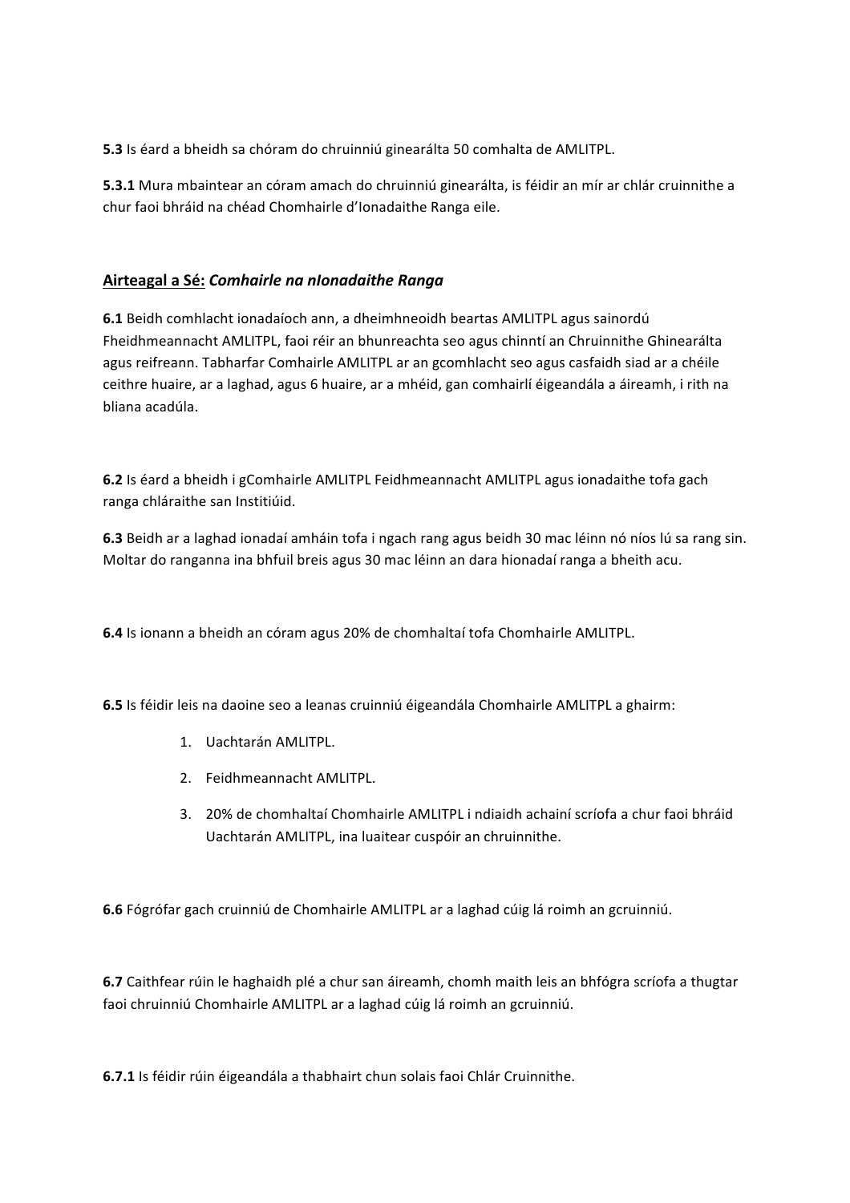**5.3** Is éard a bheidh sa chóram do chruinniú ginearálta 50 comhalta de AMLITPL.

**5.3.1** Mura mbaintear an córam amach do chruinniú ginearálta, is féidir an mír ar chlár cruinnithe a chur faoi bhráid na chéad Chomhairle d'Ionadaithe Ranga eile.

## Airteagal a Sé: *Comhairle na nIonadaithe Ranga*

**6.1** Beidh comhlacht ionadaíoch ann, a dheimhneoidh beartas AMLITPL agus sainordú Fheidhmeannacht AMLITPL, faoi réir an bhunreachta seo agus chinntí an Chruinnithe Ghinearálta agus reifreann. Tabharfar Comhairle AMLITPL ar an gcomhlacht seo agus casfaidh siad ar a chéile ceithre huaire, ar a laghad, agus 6 huaire, ar a mhéid, gan comhairlí éigeandála a áireamh, i rith na bliana acadúla.

**6.2** Is éard a bheidh i gComhairle AMLITPL Feidhmeannacht AMLITPL agus ionadaithe tofa gach ranga chláraithe san Institiúid.

**6.3** Beidh ar a laghad ionadaí amháin tofa i ngach rang agus beidh 30 mac léinn nó níos lú sa rang sin. Moltar do ranganna ina bhfuil breis agus 30 mac léinn an dara hionadaí ranga a bheith acu.

**6.4** Is ionann a bheidh an córam agus 20% de chomhaltaí tofa Chomhairle AMLITPL.

**6.5** Is féidir leis na daoine seo a leanas cruinniú éigeandála Chomhairle AMLITPL a ghairm:

1. Uachtarán AMLITPL.
2. Feidhmeannacht AMLITPL.
3. 20% de chomhaltaí Chomhairle AMLITPL i ndiaidh achainí scríofa a chur faoi bhráid Uachtarán AMLITPL, ina luaitear cuspóir an chruinnithe.

**6.6** Fógrófar gach cruinniú de Chomhairle AMLITPL ar a laghad cúig lá roimh an gcruinniú.

**6.7** Caithfear rúin le haghaidh plé a chur san áireamh, chomh maith leis an bhfógra scríofa a thugtar faoi chruinniú Chomhairle AMLITPL ar a laghad cúig lá roimh an gcruinniú.

**6.7.1** Is féidir rúin éigeandála a thabhairt chun solais faoi Chlár Cruinnithe.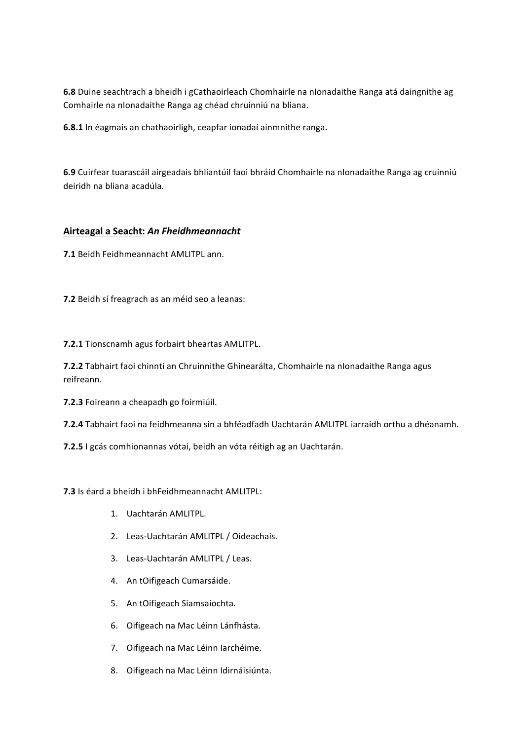**6.8** Duine seachtrach a bheidh i gCathaoirleach Chomhairle na nIonadaithe Ranga atá daingnithe ag Comhairle na nIonadaithe Ranga ag chéad chruinniú na bliana.

**6.8.1** In éagmais an chathaoirligh, ceapfar ionadaí ainmnithe ranga.

**6.9** Cuirfear tuarascáil airgeadais bhliantúil faoi bhráid Chomhairle na nIonadaithe Ranga ag cruinniú deiridh na bliana acadúla.

## <u>Airteagal a Seacht:</u> *An Fheidhmeannacht*

**7.1** Beidh Feidhmeannacht AMLITPL ann.

**7.2** Beidh sí freagrach as an méid seo a leanas:

**7.2.1** Tionscnamh agus forbairt bheartas AMLITPL.

**7.2.2** Tabhairt faoi chinntí an Chruinnithe Ghinearálta, Chomhairle na nIonadaithe Ranga agus reifreann.

**7.2.3** Foireann a cheapadh go foirmiúil.

**7.2.4** Tabhairt faoi na feidhmeanna sin a bhféadfadh Uachtarán AMLITPL iarraidh orthu a dhéanamh.

**7.2.5** I gcás comhionannas vótaí, beidh an vóta réitigh ag an Uachtarán.

**7.3** Is éard a bheidh i bhFeidhmeannacht AMLITPL:

1. Uachtarán AMLITPL.
2. Leas-Uachtarán AMLITPL / Oideachais.
3. Leas-Uachtarán AMLITPL / Leas.
4. An tOifigeach Cumarsáide.
5. An tOifigeach Siamsaíochta.
6. Oifigeach na Mac Léinn Lánfhásta.
7. Oifigeach na Mac Léinn Iarchéime.
8. Oifigeach na Mac Léinn Idirnáisiúnta.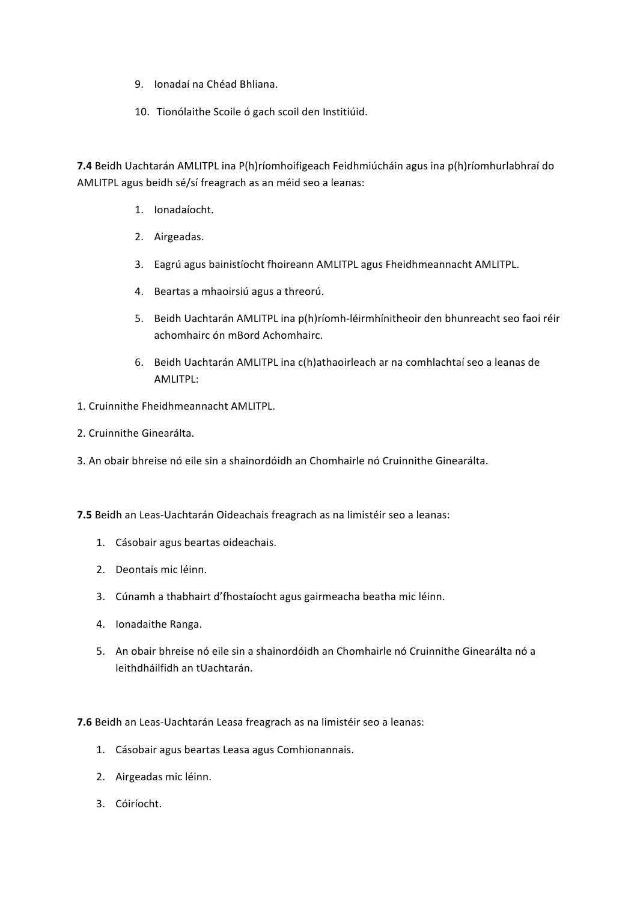9. Ionadaí na Chéad Bhliana.
10. Tionólaithe Scoile ó gach scoil den Institiúid.

**7.4** Beidh Uachtarán AMLITPL ina P(h)ríomhoifigeach Feidhmiúcháin agus ina p(h)ríomhurlabhraí do AMLITPL agus beidh sé/sí freagrach as an méid seo a leanas:

1. Ionadaíocht.
2. Airgeadas.
3. Eagrú agus bainistíocht fhoireann AMLITPL agus Fheidhmeannacht AMLITPL.
4. Beartas a mhaoirsiú agus a threorú.
5. Beidh Uachtarán AMLITPL ina p(h)ríomh-léirmhínitheoir den bhunreacht seo faoi réir achomhairc ón mBord Achomhairc.
6. Beidh Uachtarán AMLITPL ina c(h)athaoirleach ar na comhlachtaí seo a leanas de AMLITPL:

1. Cruinnithe Fheidhmeannacht AMLITPL.
2. Cruinnithe Ginearálta.
3. An obair bhreise nó eile sin a shainordóidh an Chomhairle nó Cruinnithe Ginearálta.

**7.5** Beidh an Leas-Uachtarán Oideachais freagrach as na limistéir seo a leanas:

1. Cásobair agus beartas oideachais.
2. Deontais mic léinn.
3. Cúnamh a thabhairt d'fhostaíocht agus gairmeacha beatha mic léinn.
4. Ionadaithe Ranga.
5. An obair bhreise nó eile sin a shainordóidh an Chomhairle nó Cruinnithe Ginearálta nó a leithdháilfidh an tUachtarán.

**7.6** Beidh an Leas-Uachtarán Leasa freagrach as na limistéir seo a leanas:

1. Cásobair agus beartas Leasa agus Comhionannais.
2. Airgeadas mic léinn.
3. Cóiríocht.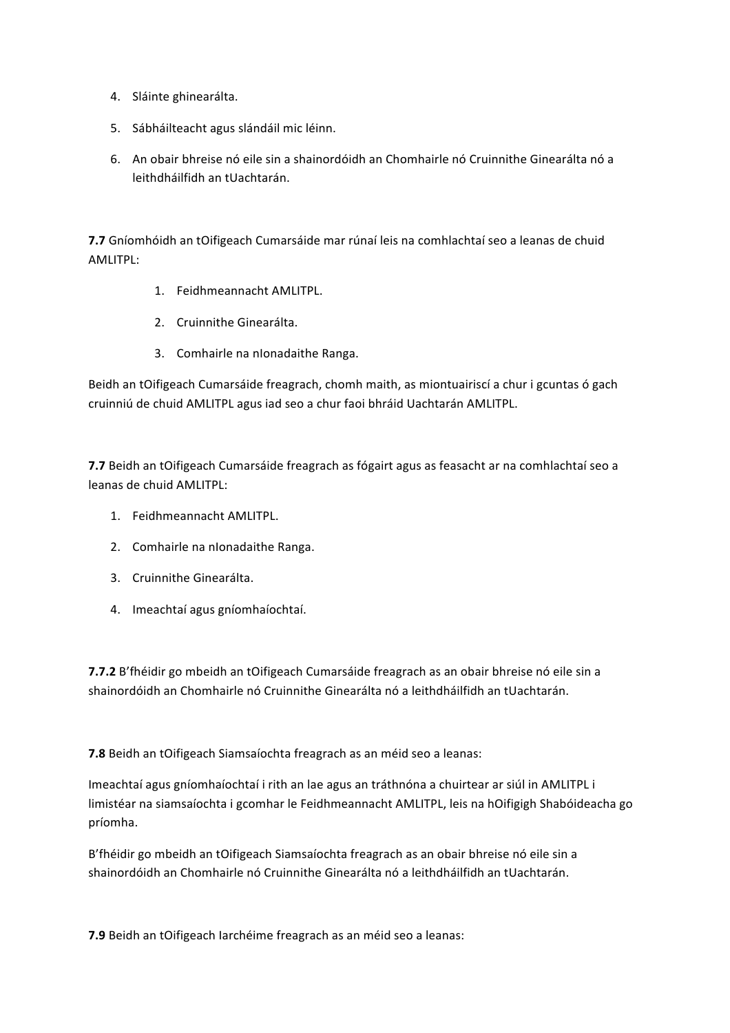4. Sláinte ghinearálta.
5. Sábháilteacht agus slándáil mic léinn.
6. An obair bhreise nó eile sin a shainordóidh an Chomhairle nó Cruinnithe Ginearálta nó a leithdháilfidh an tUachtarán.

**7.7** Gníomhóidh an tOifigeach Cumarsáide mar rúnaí leis na comhlachtaí seo a leanas de chuid AMLITPL:

1. Feidhmeannacht AMLITPL.
2. Cruinnithe Ginearálta.
3. Comhairle na nIonadaithe Ranga.

Beidh an tOifigeach Cumarsáide freagrach, chomh maith, as miontuairiscí a chur i gcuntas ó gach cruinniú de chuid AMLITPL agus iad seo a chur faoi bhráid Uachtarán AMLITPL.

**7.7** Beidh an tOifigeach Cumarsáide freagrach as fógairt agus as feasacht ar na comhlachtaí seo a leanas de chuid AMLITPL:

1. Feidhmeannacht AMLITPL.
2. Comhairle na nIonadaithe Ranga.
3. Cruinnithe Ginearálta.
4. Imeachtaí agus gníomhaíochtaí.

**7.7.2** B'fhéidir go mbeidh an tOifigeach Cumarsáide freagrach as an obair bhreise nó eile sin a shainordóidh an Chomhairle nó Cruinnithe Ginearálta nó a leithdháilfidh an tUachtarán.

**7.8** Beidh an tOifigeach Siamsaíochta freagrach as an méid seo a leanas:

Imeachtaí agus gníomhaíochtaí i rith an lae agus an tráthnóna a chuirtear ar siúl in AMLITPL i limistéar na siamsaíochta i gcomhar le Feidhmeannacht AMLITPL, leis na hOifigigh Shabóideacha go príomha.

B'fhéidir go mbeidh an tOifigeach Siamsaíochta freagrach as an obair bhreise nó eile sin a shainordóidh an Chomhairle nó Cruinnithe Ginearálta nó a leithdháilfidh an tUachtarán.

**7.9** Beidh an tOifigeach Iarchéime freagrach as an méid seo a leanas: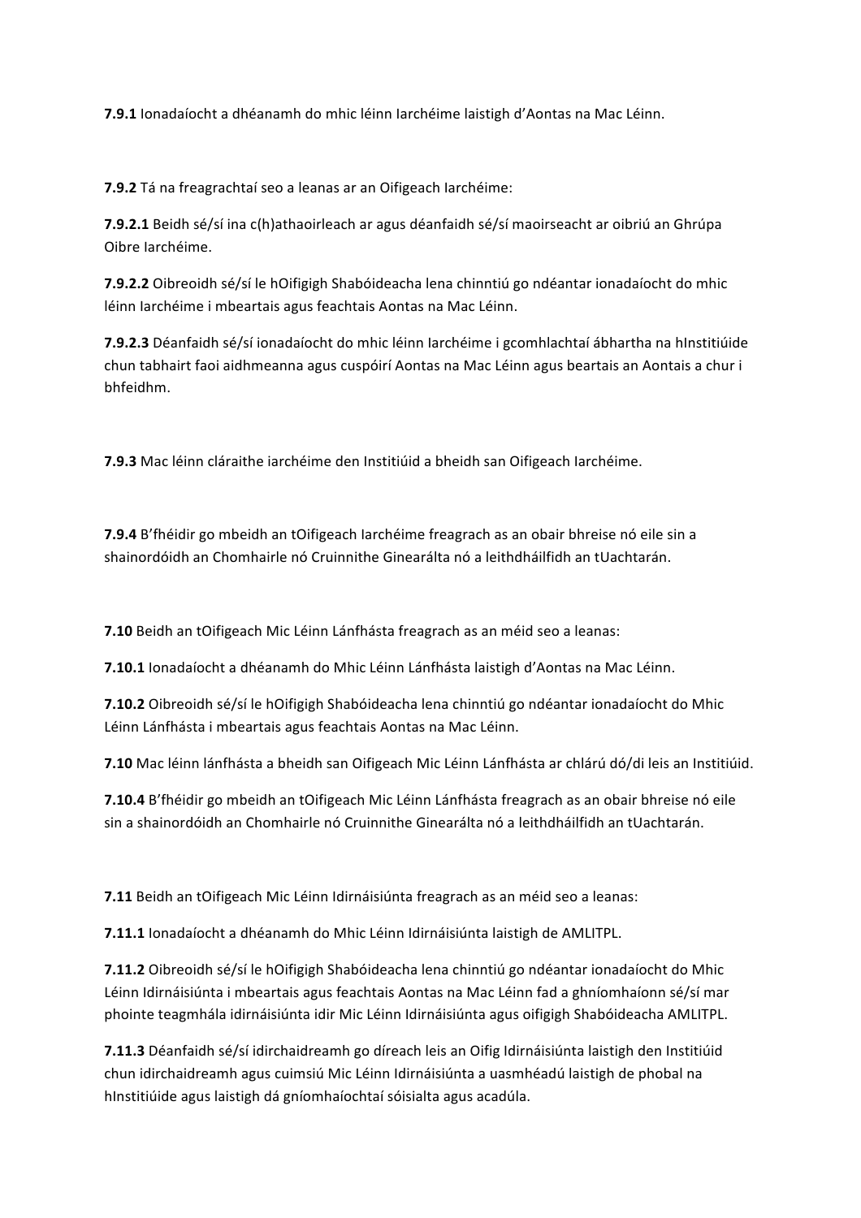**7.9.1** Ionadaíocht a dhéanamh do mhic léinn Iarchéime laistigh d'Aontas na Mac Léinn.

**7.9.2** Tá na freagrachtaí seo a leanas ar an Oifigeach Iarchéime:

**7.9.2.1** Beidh sé/sí ina c(h)athaoirleach ar agus déanfaidh sé/sí maoirseacht ar oibriú an Ghrúpa Oibre Iarchéime.

**7.9.2.2** Oibreoidh sé/sí le hOifigigh Shabóideacha lena chinntiú go ndéantar ionadaíocht do mhic léinn Iarchéime i mbeartais agus feachtais Aontas na Mac Léinn.

**7.9.2.3** Déanfaidh sé/sí ionadaíocht do mhic léinn Iarchéime i gcomhlachtaí ábhartha na hInstitiúide chun tabhairt faoi aidhmeanna agus cuspóirí Aontas na Mac Léinn agus beartais an Aontais a chur i bhfeidhm.

**7.9.3** Mac léinn cláraithe iarchéime den Institiúid a bheidh san Oifigeach Iarchéime.

**7.9.4** B'fhéidir go mbeidh an tOifigeach Iarchéime freagrach as an obair bhreise nó eile sin a shainordóidh an Chomhairle nó Cruinnithe Ginearálta nó a leithdháilfidh an tUachtarán.

**7.10** Beidh an tOifigeach Mic Léinn Lánfhásta freagrach as an méid seo a leanas:

**7.10.1** Ionadaíocht a dhéanamh do Mhic Léinn Lánfhásta laistigh d'Aontas na Mac Léinn.

**7.10.2** Oibreoidh sé/sí le hOifigigh Shabóideacha lena chinntiú go ndéantar ionadaíocht do Mhic Léinn Lánfhásta i mbeartais agus feachtais Aontas na Mac Léinn.

**7.10** Mac léinn lánfhásta a bheidh san Oifigeach Mic Léinn Lánfhásta ar chlárú dó/di leis an Institiúid.

**7.10.4** B'fhéidir go mbeidh an tOifigeach Mic Léinn Lánfhásta freagrach as an obair bhreise nó eile sin a shainordóidh an Chomhairle nó Cruinnithe Ginearálta nó a leithdháilfidh an tUachtarán.

**7.11** Beidh an tOifigeach Mic Léinn Idirnáisiúnta freagrach as an méid seo a leanas:

**7.11.1** Ionadaíocht a dhéanamh do Mhic Léinn Idirnáisiúnta laistigh de AMLITPL.

**7.11.2** Oibreoidh sé/sí le hOifigigh Shabóideacha lena chinntiú go ndéantar ionadaíocht do Mhic Léinn Idirnáisiúnta i mbeartais agus feachtais Aontas na Mac Léinn fad a ghníomhaíonn sé/sí mar phointe teagmhála idirnáisiúnta idir Mic Léinn Idirnáisiúnta agus oifigigh Shabóideacha AMLITPL.

**7.11.3** Déanfaidh sé/sí idirchaidreamh go díreach leis an Oifig Idirnáisiúnta laistigh den Institiúid chun idirchaidreamh agus cuimsiú Mic Léinn Idirnáisiúnta a uasmhéadú laistigh de phobal na hInstitiúide agus laistigh dá gníomhaíochtaí sóisialta agus acadúla.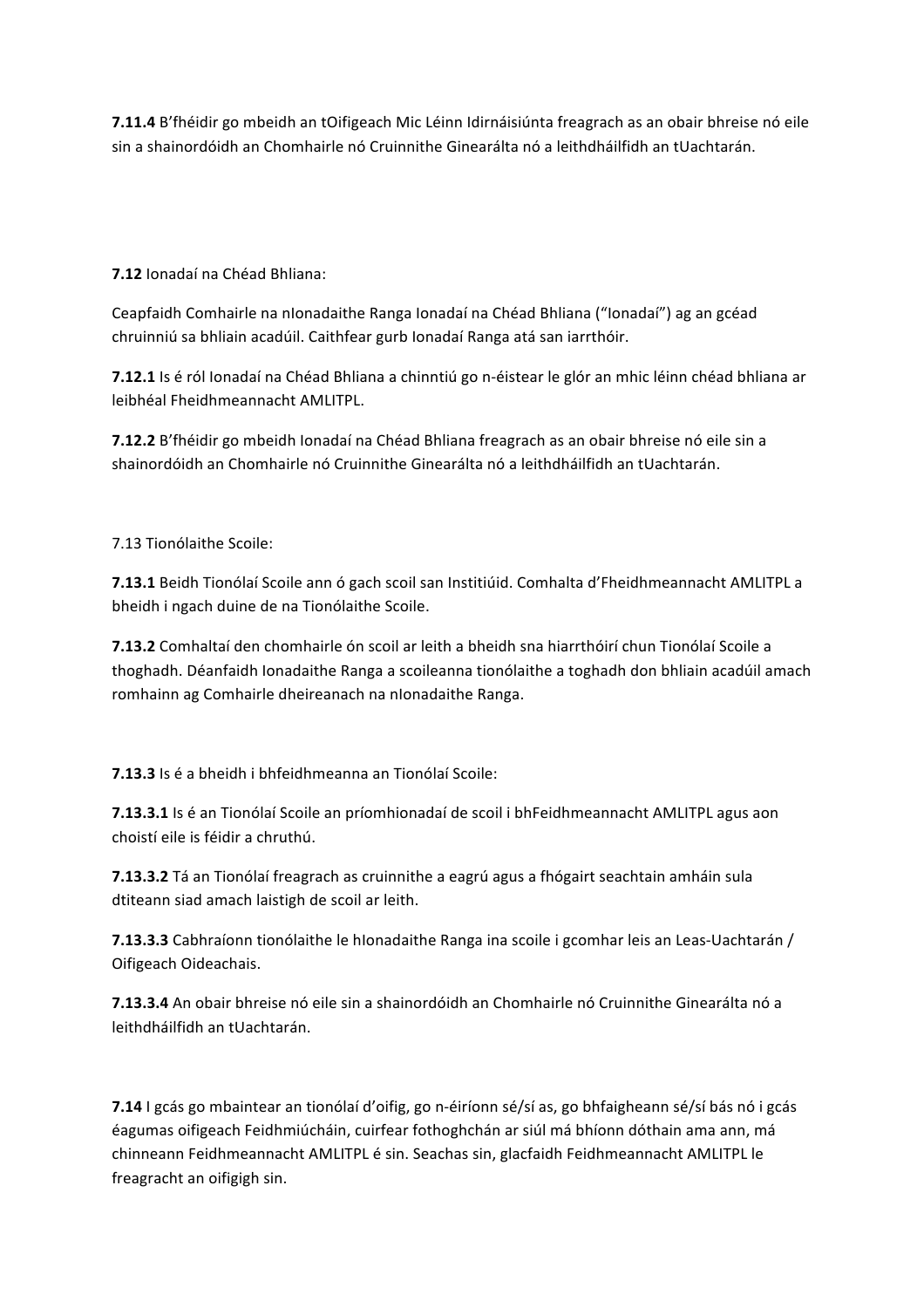**7.11.4** B'fhéidir go mbeidh an tOifigeach Mic Léinn Idirnáisiúnta freagrach as an obair bhreise nó eile sin a shainordóidh an Chomhairle nó Cruinnithe Ginearálta nó a leithdháilfidh an tUachtarán.

**7.12** Ionadaí na Chéad Bhliana:

Ceapfaidh Comhairle na nIonadaithe Ranga Ionadaí na Chéad Bhliana ("Ionadaí") ag an gcéad chruinniú sa bhliain acadúil. Caithfear gurb Ionadaí Ranga atá san iarrthóir.

**7.12.1** Is é ról Ionadaí na Chéad Bhliana a chinntiú go n-éistear le glór an mhic léinn chéad bhliana ar leibhéal Fheidhmeannacht AMLITPL.

**7.12.2** B'fhéidir go mbeidh Ionadaí na Chéad Bhliana freagrach as an obair bhreise nó eile sin a shainordóidh an Chomhairle nó Cruinnithe Ginearálta nó a leithdháilfidh an tUachtarán.

7.13 Tionólaithe Scoile:

**7.13.1** Beidh Tionólaí Scoile ann ó gach scoil san Institiúid. Comhalta d'Fheidhmeannacht AMLITPL a bheidh i ngach duine de na Tionólaithe Scoile.

**7.13.2** Comhaltaí den chomhairle ón scoil ar leith a bheidh sna hiarrthóirí chun Tionólaí Scoile a thoghadh. Déanfaidh Ionadaithe Ranga a scoileanna tionólaithe a toghadh don bhliain acadúil amach romhainn ag Comhairle dheireanach na nIonadaithe Ranga.

**7.13.3** Is é a bheidh i bhfeidhmeanna an Tionólaí Scoile:

**7.13.3.1** Is é an Tionólaí Scoile an príomhionadaí de scoil i bhFeidhmeannacht AMLITPL agus aon choistí eile is féidir a chruthú.

**7.13.3.2** Tá an Tionólaí freagrach as cruinnithe a eagrú agus a fhógairt seachtain amháin sula dtiteann siad amach laistigh de scoil ar leith.

**7.13.3.3** Cabhraíonn tionólaithe le hIonadaithe Ranga ina scoile i gcomhar leis an Leas-Uachtarán / Oifigeach Oideachais.

**7.13.3.4** An obair bhreise nó eile sin a shainordóidh an Chomhairle nó Cruinnithe Ginearálta nó a leithdháilfidh an tUachtarán.

**7.14** I gcás go mbaintear an tionólaí d'oifig, go n-éiríonn sé/sí as, go bhfaigheann sé/sí bás nó i gcás éagumas oifigeach Feidhmiúcháin, cuirfear fothoghchán ar siúl má bhíonn dóthain ama ann, má chinneann Feidhmeannacht AMLITPL é sin. Seachas sin, glacfaidh Feidhmeannacht AMLITPL le freagracht an oifigigh sin.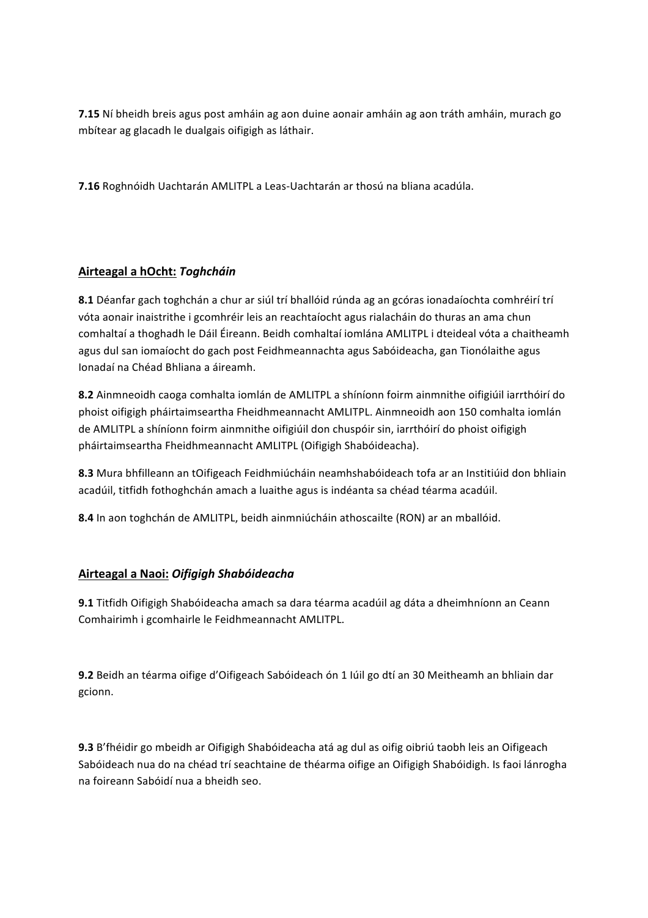**7.15** Ní bheidh breis agus post amháin ag aon duine aonair amháin ag aon tráth amháin, murach go mbítear ag glacadh le dualgais oifigigh as láthair.

**7.16** Roghnóidh Uachtarán AMLITPL a Leas-Uachtarán ar thosú na bliana acadúla.

## Airteagal a hOcht: *Toghcháin*

**8.1** Déanfar gach toghchán a chur ar siúl trí bhallóid rúnda ag an gcóras ionadaíochta comhréirí trí vóta aonair inaistrithe i gcomhréir leis an reachtaíocht agus rialacháin do thuras an ama chun comhaltaí a thoghadh le Dáil Éireann. Beidh comhaltaí iomlána AMLITPL i dteideal vóta a chaitheamh agus dul san iomaíocht do gach post Feidhmeannachta agus Sabóideacha, gan Tionólaithe agus Ionadaí na Chéad Bhliana a áireamh.

**8.2** Ainmneoidh caoga comhalta iomlán de AMLITPL a shíníonn foirm ainmnithe oifigiúil iarrthóirí do phoist oifigigh pháirtaimseartha Fheidhmeannacht AMLITPL. Ainmneoidh aon 150 comhalta iomlán de AMLITPL a shíníonn foirm ainmnithe oifigiúil don chuspóir sin, iarrthóirí do phoist oifigigh pháirtaimseartha Fheidhmeannacht AMLITPL (Oifigigh Shabóideacha).

**8.3** Mura bhfilleann an tOifigeach Feidhmiúcháin neamhshabóideach tofa ar an Institiúid don bhliain acadúil, titfidh fothoghchán amach a luaithe agus is indéanta sa chéad téarma acadúil.

**8.4** In aon toghchán de AMLITPL, beidh ainmniúcháin athoscailte (RON) ar an mballóid.

## Airteagal a Naoi: *Oifigigh Shabóideacha*

**9.1** Titfidh Oifigigh Shabóideacha amach sa dara téarma acadúil ag dáta a dheimhníonn an Ceann Comhairimh i gcomhairle le Feidhmeannacht AMLITPL.

**9.2** Beidh an téarma oifige d'Oifigeach Sabóideach ón 1 Iúil go dtí an 30 Meitheamh an bhliain dar gcionn.

**9.3** B'fhéidir go mbeidh ar Oifigigh Shabóideacha atá ag dul as oifig oibriú taobh leis an Oifigeach Sabóideach nua do na chéad trí seachtaine de théarma oifige an Oifigigh Shabóidigh. Is faoi lánrogha na foireann Sabóidí nua a bheidh seo.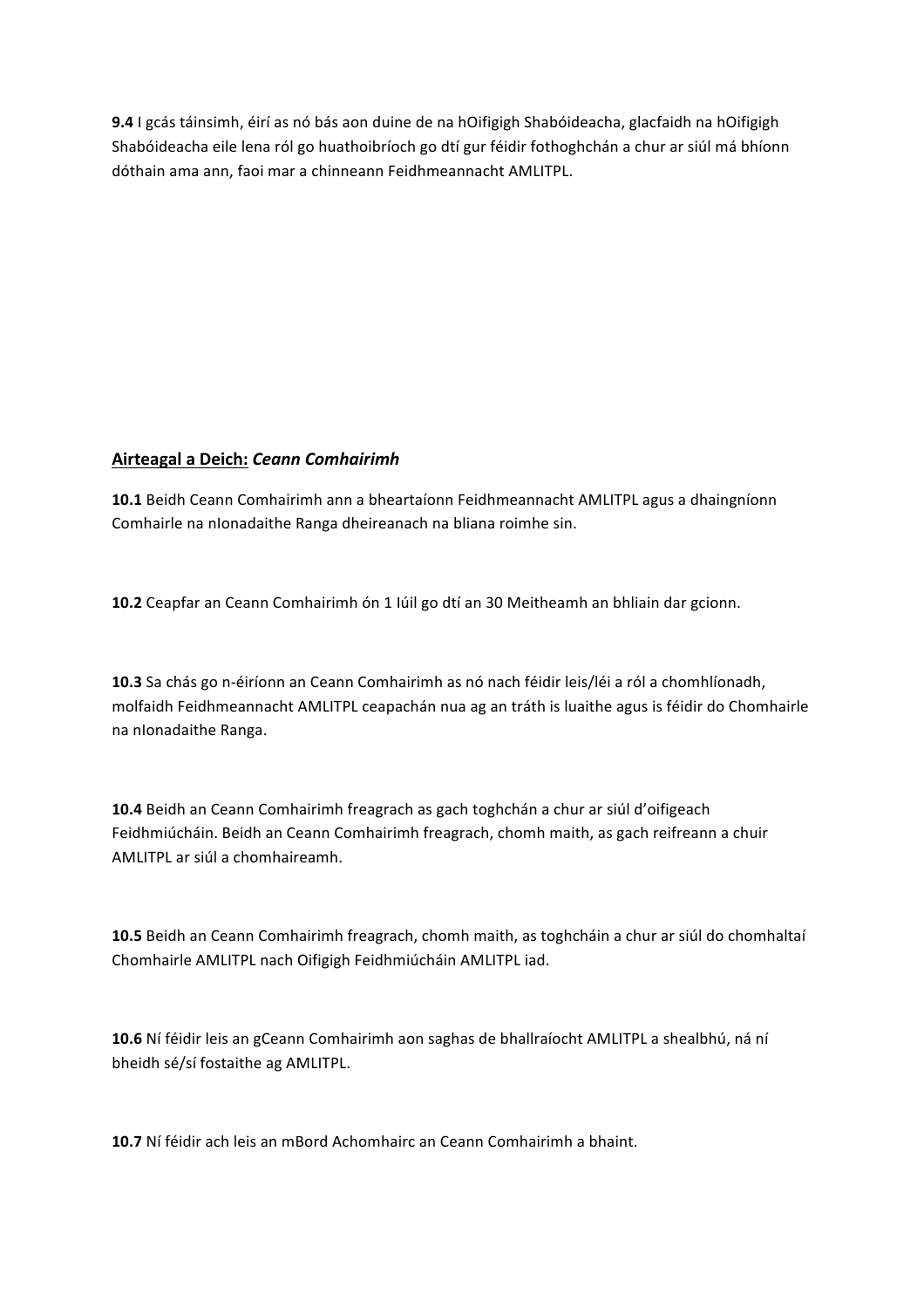**9.4** I gcás táinsimh, éirí as nó bás aon duine de na hOifigigh Shabóideacha, glacfaidh na hOifigigh Shabóideacha eile lena ról go huathoibríoch go dtí gur féidir fothoghchán a chur ar siúl má bhíonn dóthain ama ann, faoi mar a chinneann Feidhmeannacht AMLITPL.

## <u>Airteagal a Deich:</u> *Ceann Comhairimh*

**10.1** Beidh Ceann Comhairimh ann a bheartaíonn Feidhmeannacht AMLITPL agus a dhaingníonn Comhairle na nIonadaithe Ranga dheireanach na bliana roimhe sin.

**10.2** Ceapfar an Ceann Comhairimh ón 1 Iúil go dtí an 30 Meitheamh an bhliain dar gcionn.

**10.3** Sa chás go n-éiríonn an Ceann Comhairimh as nó nach féidir leis/léi a ról a chomhlíonadh, molfaidh Feidhmeannacht AMLITPL ceapachán nua ag an tráth is luaithe agus is féidir do Chomhairle na nIonadaithe Ranga.

**10.4** Beidh an Ceann Comhairimh freagrach as gach toghchán a chur ar siúl d'oifigeach Feidhmiúcháin. Beidh an Ceann Comhairimh freagrach, chomh maith, as gach reifreann a chuir AMLITPL ar siúl a chomhaireamh.

**10.5** Beidh an Ceann Comhairimh freagrach, chomh maith, as toghcháin a chur ar siúl do chomhaltaí Chomhairle AMLITPL nach Oifigigh Feidhmiúcháin AMLITPL iad.

**10.6** Ní féidir leis an gCeann Comhairimh aon saghas de bhallraíocht AMLITPL a shealbhú, ná ní bheidh sé/sí fostaithe ag AMLITPL.

**10.7** Ní féidir ach leis an mBord Achomhairc an Ceann Comhairimh a bhaint.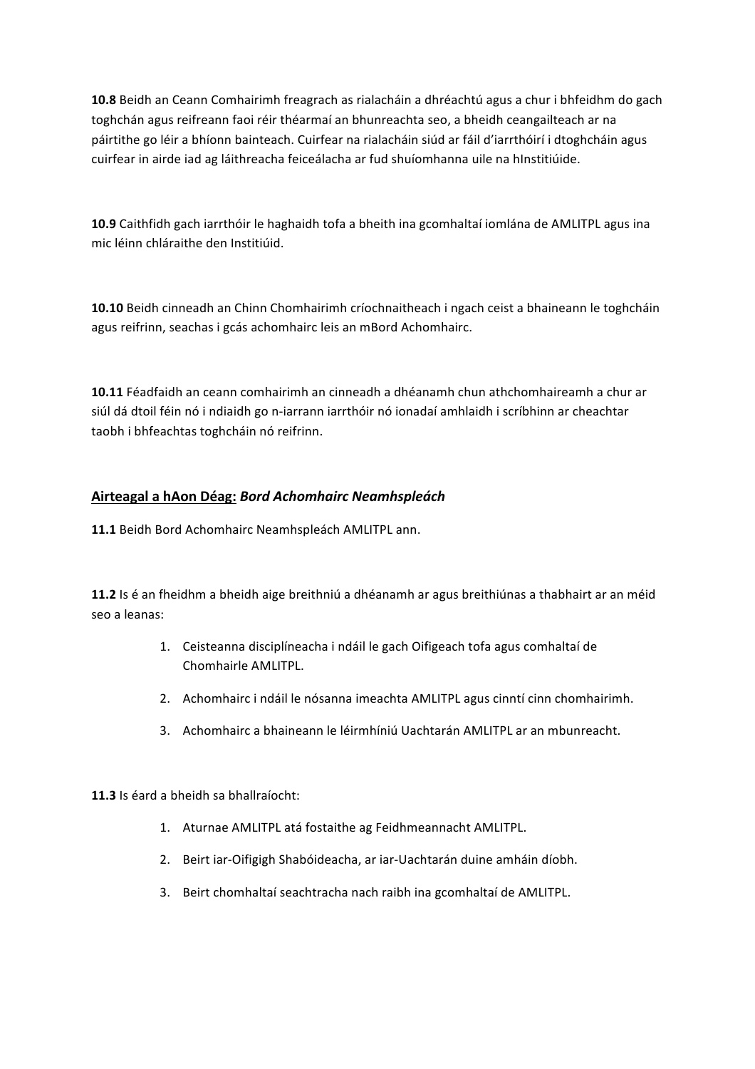**10.8** Beidh an Ceann Comhairimh freagrach as rialacháin a dhréachtú agus a chur i bhfeidhm do gach toghchán agus reifreann faoi réir théarmaí an bhunreachta seo, a bheidh ceangailteach ar na páirtithe go léir a bhíonn bainteach. Cuirfear na rialacháin siúd ar fáil d'iarrthóirí i dtoghcháin agus cuirfear in airde iad ag láithreacha feiceálacha ar fud shuíomhanna uile na hInstitiúide.

**10.9** Caithfidh gach iarrthóir le haghaidh tofa a bheith ina gcomhaltaí iomlána de AMLITPL agus ina mic léinn chláraithe den Institiúid.

**10.10** Beidh cinneadh an Chinn Chomhairimh críochnaitheach i ngach ceist a bhaineann le toghcháin agus reifrinn, seachas i gcás achomhairc leis an mBord Achomhairc.

**10.11** Féadfaidh an ceann comhairimh an cinneadh a dhéanamh chun athchomhaireamh a chur ar siúl dá dtoil féin nó i ndiaidh go n-iarrann iarrthóir nó ionadaí amhlaidh i scríbhinn ar cheachtar taobh i bhfeachtas toghcháin nó reifrinn.

## Airteagal a hAon Déag: *Bord Achomhairc Neamhspleách*

**11.1** Beidh Bord Achomhairc Neamhspleách AMLITPL ann.

**11.2** Is é an fheidhm a bheidh aige breithniú a dhéanamh ar agus breithiúnas a thabhairt ar an méid seo a leanas:

1. Ceisteanna disciplíneacha i ndáil le gach Oifigeach tofa agus comhaltaí de Chomhairle AMLITPL.
2. Achomhairc i ndáil le nósanna imeachta AMLITPL agus cinntí cinn chomhairimh.
3. Achomhairc a bhaineann le léirmhíniú Uachtarán AMLITPL ar an mbunreacht.

**11.3** Is éard a bheidh sa bhallraíocht:

1. Aturnae AMLITPL atá fostaithe ag Feidhmeannacht AMLITPL.
2. Beirt iar-Oifigigh Shabóideacha, ar iar-Uachtarán duine amháin díobh.
3. Beirt chomhaltaí seachtracha nach raibh ina gcomhaltaí de AMLITPL.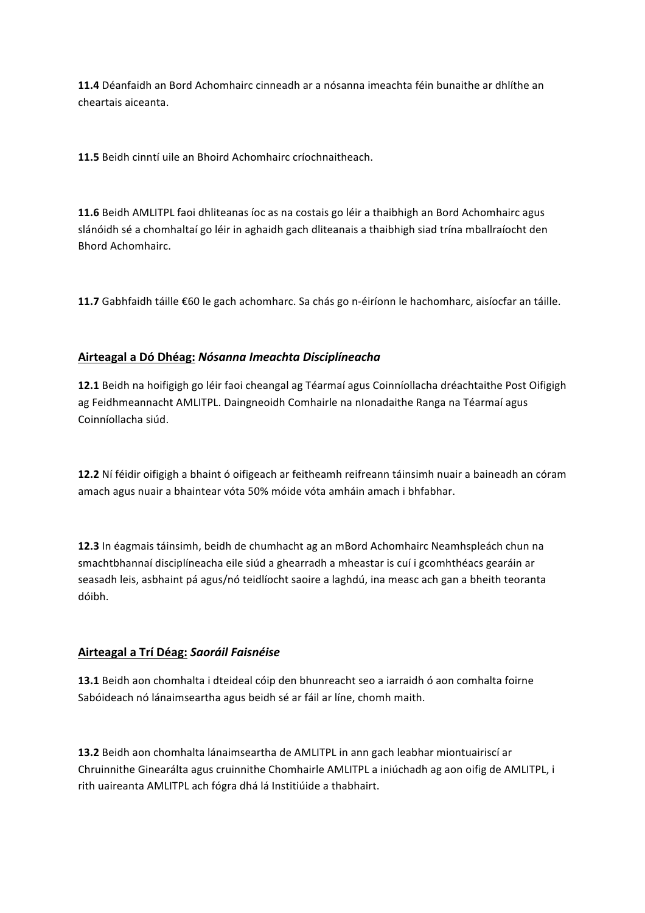**11.4** Déanfaidh an Bord Achomhairc cinneadh ar a nósanna imeachta féin bunaithe ar dhlíthe an cheartais aiceanta.

**11.5** Beidh cinntí uile an Bhoird Achomhairc críochnaitheach.

**11.6** Beidh AMLITPL faoi dhliteanas íoc as na costais go léir a thaibhigh an Bord Achomhairc agus slánóidh sé a chomhaltaí go léir in aghaidh gach dliteanais a thaibhigh siad trína mballraíocht den Bhord Achomhairc.

**11.7** Gabhfaidh táille €60 le gach achomharc. Sa chás go n-éiríonn le hachomharc, aisíocfar an táille.

## <u>Airteagal a Dó Dhéag:</u> *Nósanna Imeachta Disciplíneacha*

**12.1** Beidh na hoifigigh go léir faoi cheangal ag Téarmaí agus Coinníollacha dréachtaithe Post Oifigigh ag Feidhmeannacht AMLITPL. Daingneoidh Comhairle na nIonadaithe Ranga na Téarmaí agus Coinníollacha siúd.

**12.2** Ní féidir oifigigh a bhaint ó oifigeach ar feitheamh reifreann táinsimh nuair a baineadh an córam amach agus nuair a bhaintear vóta 50% móide vóta amháin amach i bhfabhar.

**12.3** In éagmais táinsimh, beidh de chumhacht ag an mBord Achomhairc Neamhspleách chun na smachtbhannaí disciplíneacha eile siúd a ghearradh a mheastar is cuí i gcomhthéacs gearáin ar seasadh leis, asbhaint pá agus/nó teidlíocht saoire a laghdú, ina measc ach gan a bheith teoranta dóibh.

## <u>Airteagal a Trí Déag:</u> *Saoráil Faisnéise*

**13.1** Beidh aon chomhalta i dteideal cóip den bhunreacht seo a iarraidh ó aon comhalta foirne Sabóideach nó lánaimseartha agus beidh sé ar fáil ar líne, chomh maith.

**13.2** Beidh aon chomhalta lánaimseartha de AMLITPL in ann gach leabhar miontuairiscí ar Chruinnithe Ginearálta agus cruinnithe Chomhairle AMLITPL a iniúchadh ag aon oifig de AMLITPL, i rith uaireanta AMLITPL ach fógra dhá lá Institiúide a thabhairt.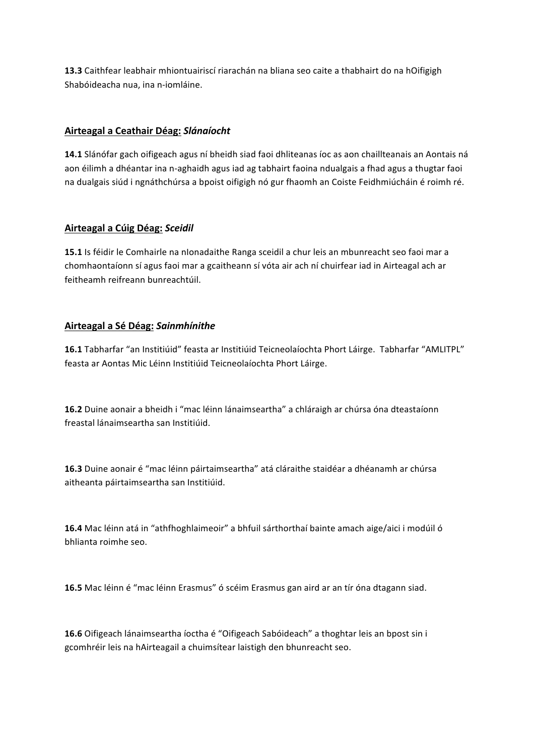**13.3** Caithfear leabhair mhiontuairiscí riarachán na bliana seo caite a thabhairt do na hOifigigh Shabóideacha nua, ina n-iomláine.

## Airteagal a Ceathair Déag: *Slánaíocht*

**14.1** Slánófar gach oifigeach agus ní bheidh siad faoi dhliteanas íoc as aon chaillteanais an Aontais ná aon éilimh a dhéantar ina n-aghaidh agus iad ag tabhairt faoina ndualgais a fhad agus a thugtar faoi na dualgais siúd i ngnáthchúrsa a bpoist oifigigh nó gur fhaomh an Coiste Feidhmiúcháin é roimh ré.

## Airteagal a Cúig Déag: *Sceidil*

**15.1** Is féidir le Comhairle na nIonadaithe Ranga sceidil a chur leis an mbunreacht seo faoi mar a chomhaontaíonn sí agus faoi mar a gcaitheann sí vóta air ach ní chuirfear iad in Airteagal ach ar feitheamh reifreann bunreachtúil.

## Airteagal a Sé Déag: *Sainmhínithe*

**16.1** Tabharfar "an Institiúid" feasta ar Institiúid Teicneolaíochta Phort Láirge. Tabharfar "AMLITPL" feasta ar Aontas Mic Léinn Institiúid Teicneolaíochta Phort Láirge.

**16.2** Duine aonair a bheidh i "mac léinn lánaimseartha" a chláraigh ar chúrsa óna dteastaíonn freastal lánaimseartha san Institiúid.

**16.3** Duine aonair é "mac léinn páirtaimseartha" atá cláraithe staidéar a dhéanamh ar chúrsa aitheanta páirtaimseartha san Institiúid.

**16.4** Mac léinn atá in "athfhoghlaimeoir" a bhfuil sárthorthaí bainte amach aige/aici i modúil ó bhlianta roimhe seo.

**16.5** Mac léinn é "mac léinn Erasmus" ó scéim Erasmus gan aird ar an tír óna dtagann siad.

**16.6** Oifigeach lánaimseartha íoctha é "Oifigeach Sabóideach" a thoghtar leis an bpost sin i gcomhréir leis na hAirteagail a chuimsítear laistigh den bhunreacht seo.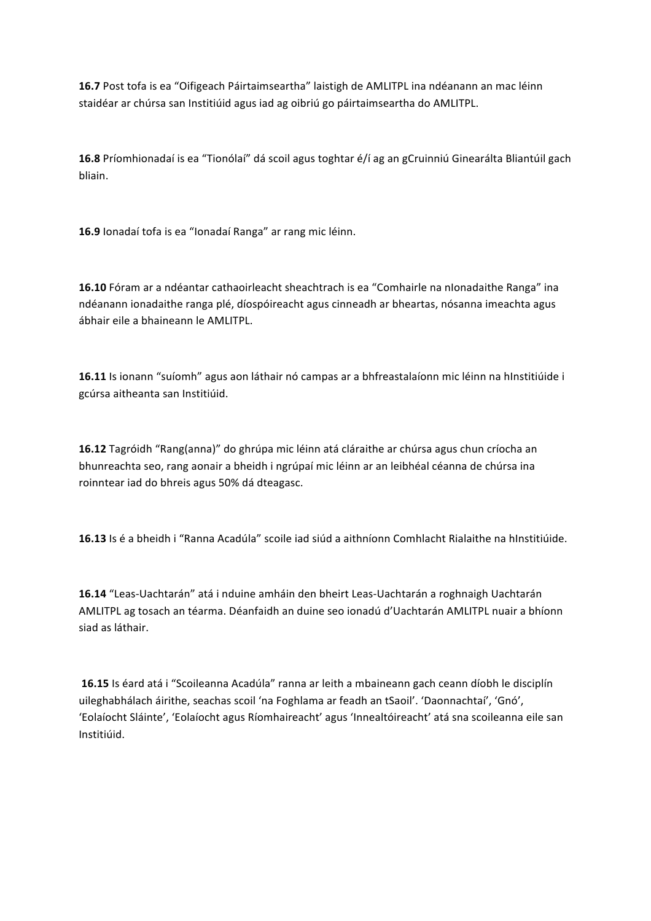**16.7** Post tofa is ea "Oifigeach Páirtaimseartha" laistigh de AMLITPL ina ndéanann an mac léinn staidéar ar chúrsa san Institiúid agus iad ag oibriú go páirtaimseartha do AMLITPL.

**16.8** Príomhionadaí is ea "Tionólaí" dá scoil agus toghtar é/í ag an gCruinniú Ginearálta Bliantúil gach bliain.

**16.9** Ionadaí tofa is ea "Ionadaí Ranga" ar rang mic léinn.

**16.10** Fóram ar a ndéantar cathaoirleacht sheachtrach is ea "Comhairle na nIonadaithe Ranga" ina ndéanann ionadaithe ranga plé, díospóireacht agus cinneadh ar bheartas, nósanna imeachta agus ábhair eile a bhaineann le AMLITPL.

**16.11** Is ionann "suíomh" agus aon láthair nó campas ar a bhfreastalaíonn mic léinn na hInstitiúide i gcúrsa aitheanta san Institiúid.

**16.12** Tagróidh "Rang(anna)" do ghrúpa mic léinn atá cláraithe ar chúrsa agus chun críocha an bhunreachta seo, rang aonair a bheidh i ngrúpaí mic léinn ar an leibhéal céanna de chúrsa ina roinntear iad do bhreis agus 50% dá dteagasc.

**16.13** Is é a bheidh i "Ranna Acadúla" scoile iad siúd a aithníonn Comhlacht Rialaithe na hInstitiúide.

**16.14** "Leas-Uachtarán" atá i nduine amháin den bheirt Leas-Uachtarán a roghnaigh Uachtarán AMLITPL ag tosach an téarma. Déanfaidh an duine seo ionadú d'Uachtarán AMLITPL nuair a bhíonn siad as láthair.

**16.15** Is éard atá i "Scoileanna Acadúla" ranna ar leith a mbaineann gach ceann díobh le disciplín uileghabhálach áirithe, seachas scoil 'na Foghlama ar feadh an tSaoil'. 'Daonnachtaí', 'Gnó', 'Eolaíocht Sláinte', 'Eolaíocht agus Ríomhaireacht' agus 'Innealtóireacht' atá sna scoileanna eile san Institiúid.